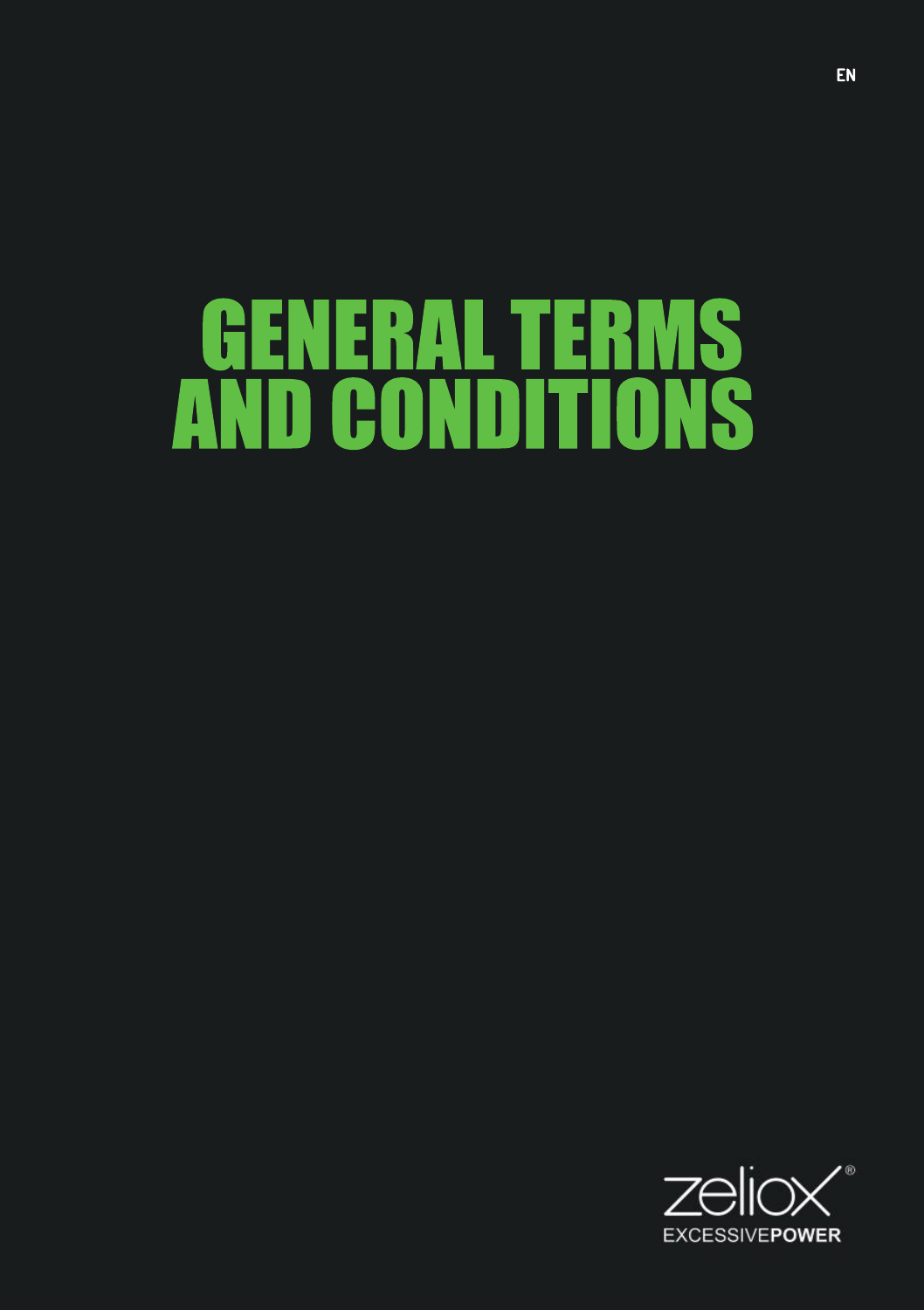EN

# GENERAL TERMS AND CONDITIONS

zeliox®
EXCESSIVE**POWER**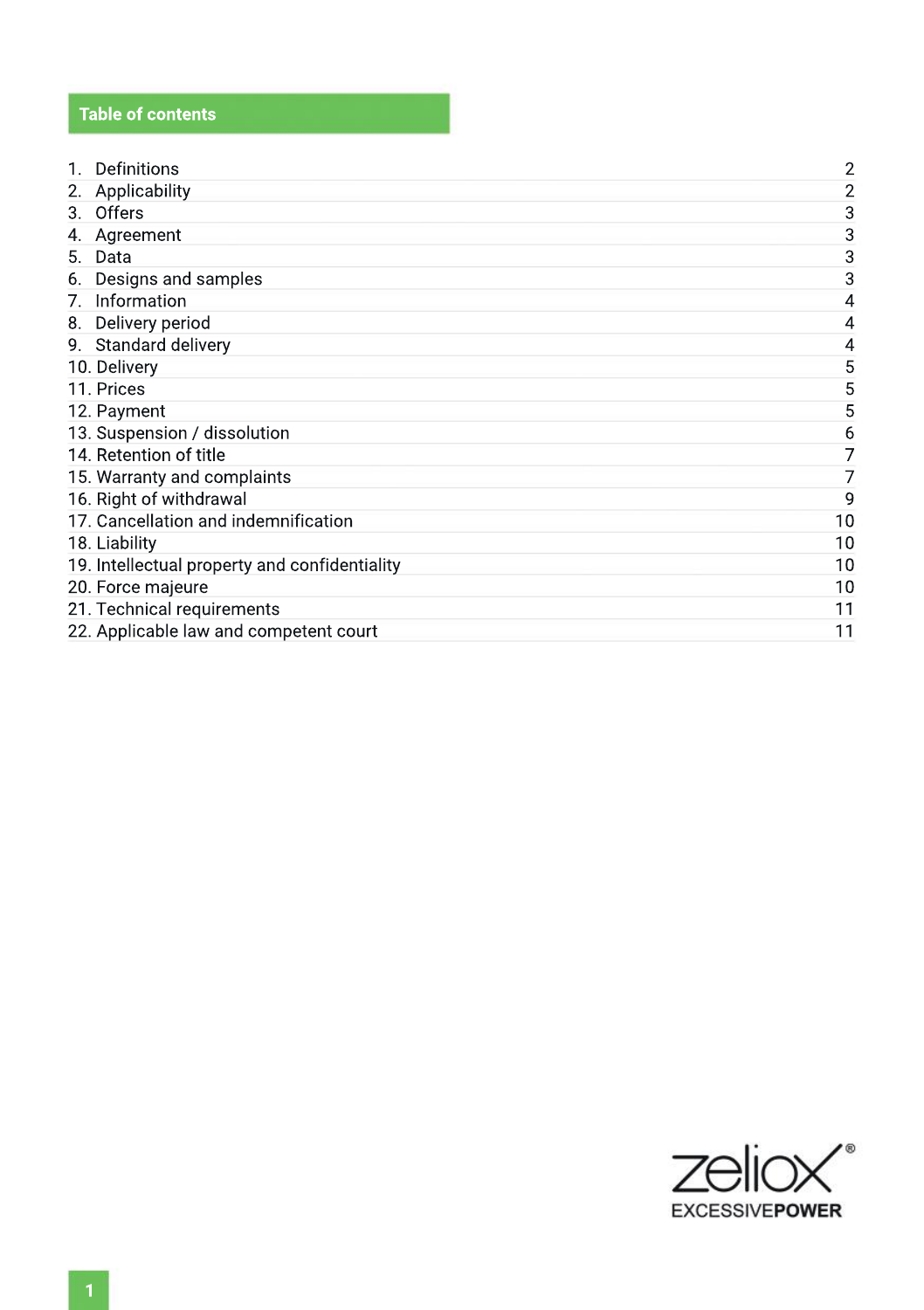## Table of contents

| | |
|---|---|
| 1. Definitions | 2 |
| 2. Applicability | 2 |
| 3. Offers | 3 |
| 4. Agreement | 3 |
| 5. Data | 3 |
| 6. Designs and samples | 3 |
| 7. Information | 4 |
| 8. Delivery period | 4 |
| 9. Standard delivery | 4 |
| 10. Delivery | 5 |
| 11. Prices | 5 |
| 12. Payment | 5 |
| 13. Suspension / dissolution | 6 |
| 14. Retention of title | 7 |
| 15. Warranty and complaints | 7 |
| 16. Right of withdrawal | 9 |
| 17. Cancellation and indemnification | 10 |
| 18. Liability | 10 |
| 19. Intellectual property and confidentiality | 10 |
| 20. Force majeure | 10 |
| 21. Technical requirements | 11 |
| 22. Applicable law and competent court | 11 |

zeliox®
EXCESSIVE**POWER**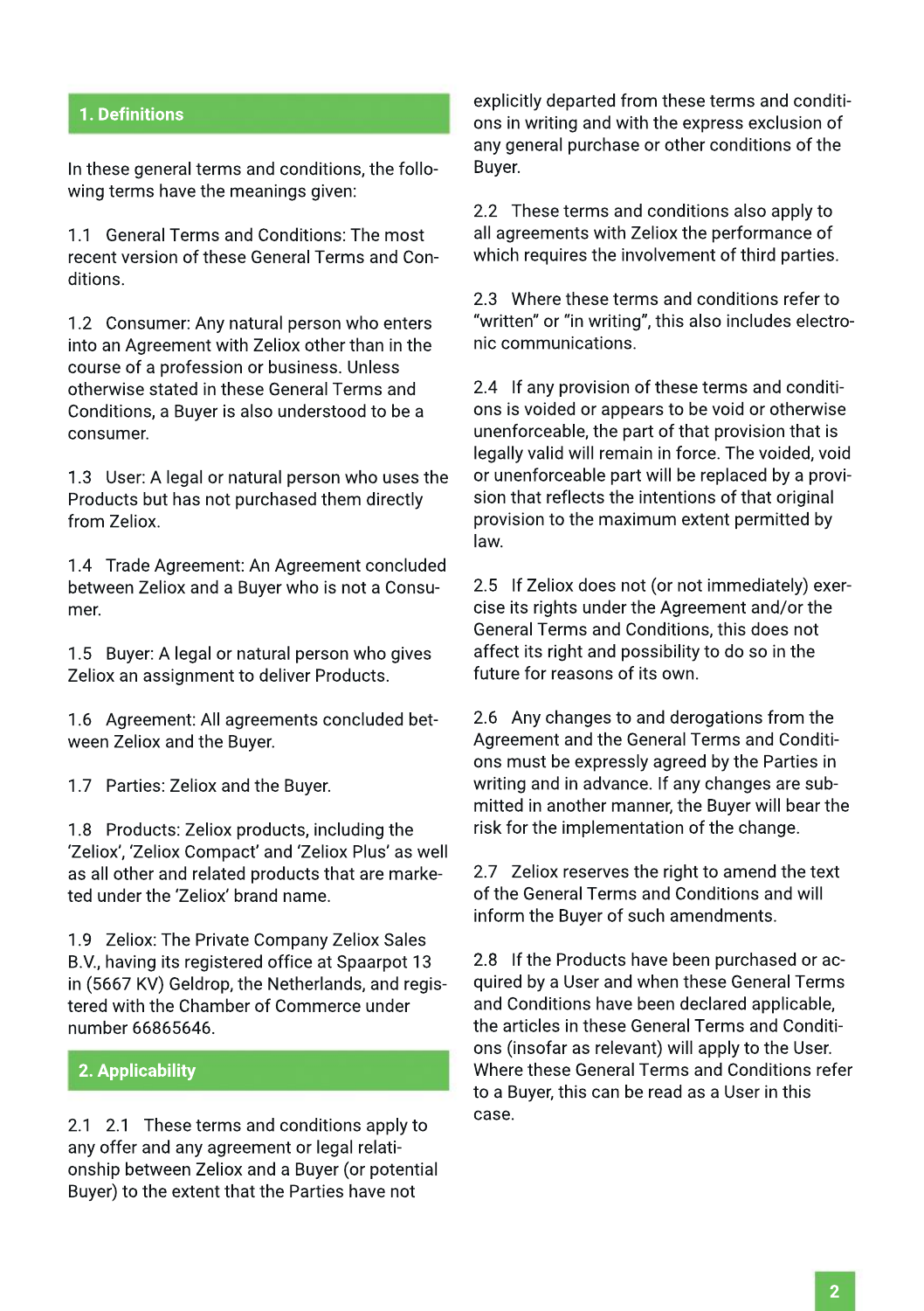## 1. Definitions

In these general terms and conditions, the following terms have the meanings given:

1.1 General Terms and Conditions: The most recent version of these General Terms and Conditions.

1.2 Consumer: Any natural person who enters into an Agreement with Zeliox other than in the course of a profession or business. Unless otherwise stated in these General Terms and Conditions, a Buyer is also understood to be a consumer.

1.3 User: A legal or natural person who uses the Products but has not purchased them directly from Zeliox.

1.4 Trade Agreement: An Agreement concluded between Zeliox and a Buyer who is not a Consumer.

1.5 Buyer: A legal or natural person who gives Zeliox an assignment to deliver Products.

1.6 Agreement: All agreements concluded between Zeliox and the Buyer.

1.7 Parties: Zeliox and the Buyer.

1.8 Products: Zeliox products, including the 'Zeliox', 'Zeliox Compact' and 'Zeliox Plus' as well as all other and related products that are marketed under the 'Zeliox' brand name.

1.9 Zeliox: The Private Company Zeliox Sales B.V., having its registered office at Spaarpot 13 in (5667 KV) Geldrop, the Netherlands, and registered with the Chamber of Commerce under number 66865646.

## 2. Applicability

2.1 2.1 These terms and conditions apply to any offer and any agreement or legal relationship between Zeliox and a Buyer (or potential Buyer) to the extent that the Parties have not explicitly departed from these terms and conditions in writing and with the express exclusion of any general purchase or other conditions of the Buyer.

2.2 These terms and conditions also apply to all agreements with Zeliox the performance of which requires the involvement of third parties.

2.3 Where these terms and conditions refer to "written" or "in writing", this also includes electronic communications.

2.4 If any provision of these terms and conditions is voided or appears to be void or otherwise unenforceable, the part of that provision that is legally valid will remain in force. The voided, void or unenforceable part will be replaced by a provision that reflects the intentions of that original provision to the maximum extent permitted by law.

2.5 If Zeliox does not (or not immediately) exercise its rights under the Agreement and/or the General Terms and Conditions, this does not affect its right and possibility to do so in the future for reasons of its own.

2.6 Any changes to and derogations from the Agreement and the General Terms and Conditions must be expressly agreed by the Parties in writing and in advance. If any changes are submitted in another manner, the Buyer will bear the risk for the implementation of the change.

2.7 Zeliox reserves the right to amend the text of the General Terms and Conditions and will inform the Buyer of such amendments.

2.8 If the Products have been purchased or acquired by a User and when these General Terms and Conditions have been declared applicable, the articles in these General Terms and Conditions (insofar as relevant) will apply to the User. Where these General Terms and Conditions refer to a Buyer, this can be read as a User in this case.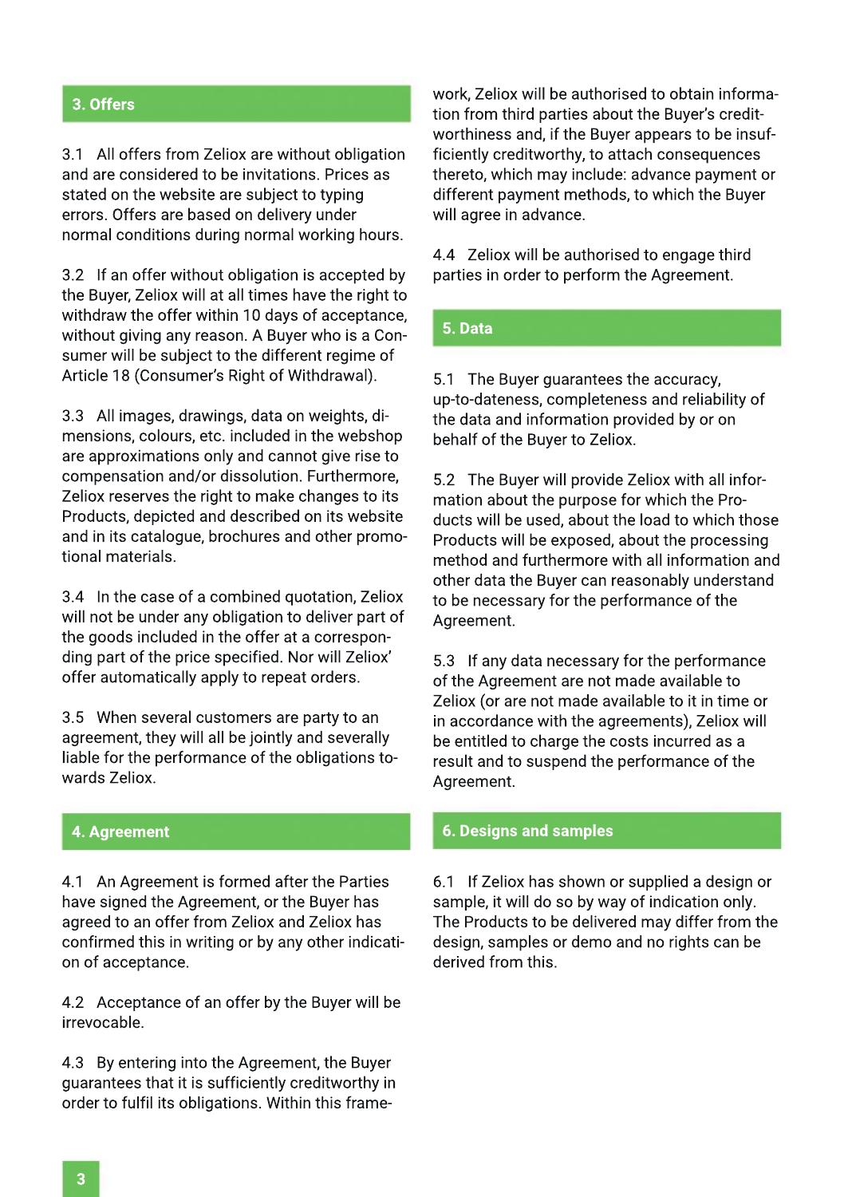## 3. Offers

3.1 All offers from Zeliox are without obligation and are considered to be invitations. Prices as stated on the website are subject to typing errors. Offers are based on delivery under normal conditions during normal working hours.

3.2 If an offer without obligation is accepted by the Buyer, Zeliox will at all times have the right to withdraw the offer within 10 days of acceptance, without giving any reason. A Buyer who is a Consumer will be subject to the different regime of Article 18 (Consumer's Right of Withdrawal).

3.3 All images, drawings, data on weights, dimensions, colours, etc. included in the webshop are approximations only and cannot give rise to compensation and/or dissolution. Furthermore, Zeliox reserves the right to make changes to its Products, depicted and described on its website and in its catalogue, brochures and other promotional materials.

3.4 In the case of a combined quotation, Zeliox will not be under any obligation to deliver part of the goods included in the offer at a corresponding part of the price specified. Nor will Zeliox' offer automatically apply to repeat orders.

3.5 When several customers are party to an agreement, they will all be jointly and severally liable for the performance of the obligations towards Zeliox.

## 4. Agreement

4.1 An Agreement is formed after the Parties have signed the Agreement, or the Buyer has agreed to an offer from Zeliox and Zeliox has confirmed this in writing or by any other indication of acceptance.

4.2 Acceptance of an offer by the Buyer will be irrevocable.

4.3 By entering into the Agreement, the Buyer guarantees that it is sufficiently creditworthy in order to fulfil its obligations. Within this framework, Zeliox will be authorised to obtain information from third parties about the Buyer's creditworthiness and, if the Buyer appears to be insufficiently creditworthy, to attach consequences thereto, which may include: advance payment or different payment methods, to which the Buyer will agree in advance.

4.4 Zeliox will be authorised to engage third parties in order to perform the Agreement.

## 5. Data

5.1 The Buyer guarantees the accuracy, up-to-dateness, completeness and reliability of the data and information provided by or on behalf of the Buyer to Zeliox.

5.2 The Buyer will provide Zeliox with all information about the purpose for which the Products will be used, about the load to which those Products will be exposed, about the processing method and furthermore with all information and other data the Buyer can reasonably understand to be necessary for the performance of the Agreement.

5.3 If any data necessary for the performance of the Agreement are not made available to Zeliox (or are not made available to it in time or in accordance with the agreements), Zeliox will be entitled to charge the costs incurred as a result and to suspend the performance of the Agreement.

## 6. Designs and samples

6.1 If Zeliox has shown or supplied a design or sample, it will do so by way of indication only. The Products to be delivered may differ from the design, samples or demo and no rights can be derived from this.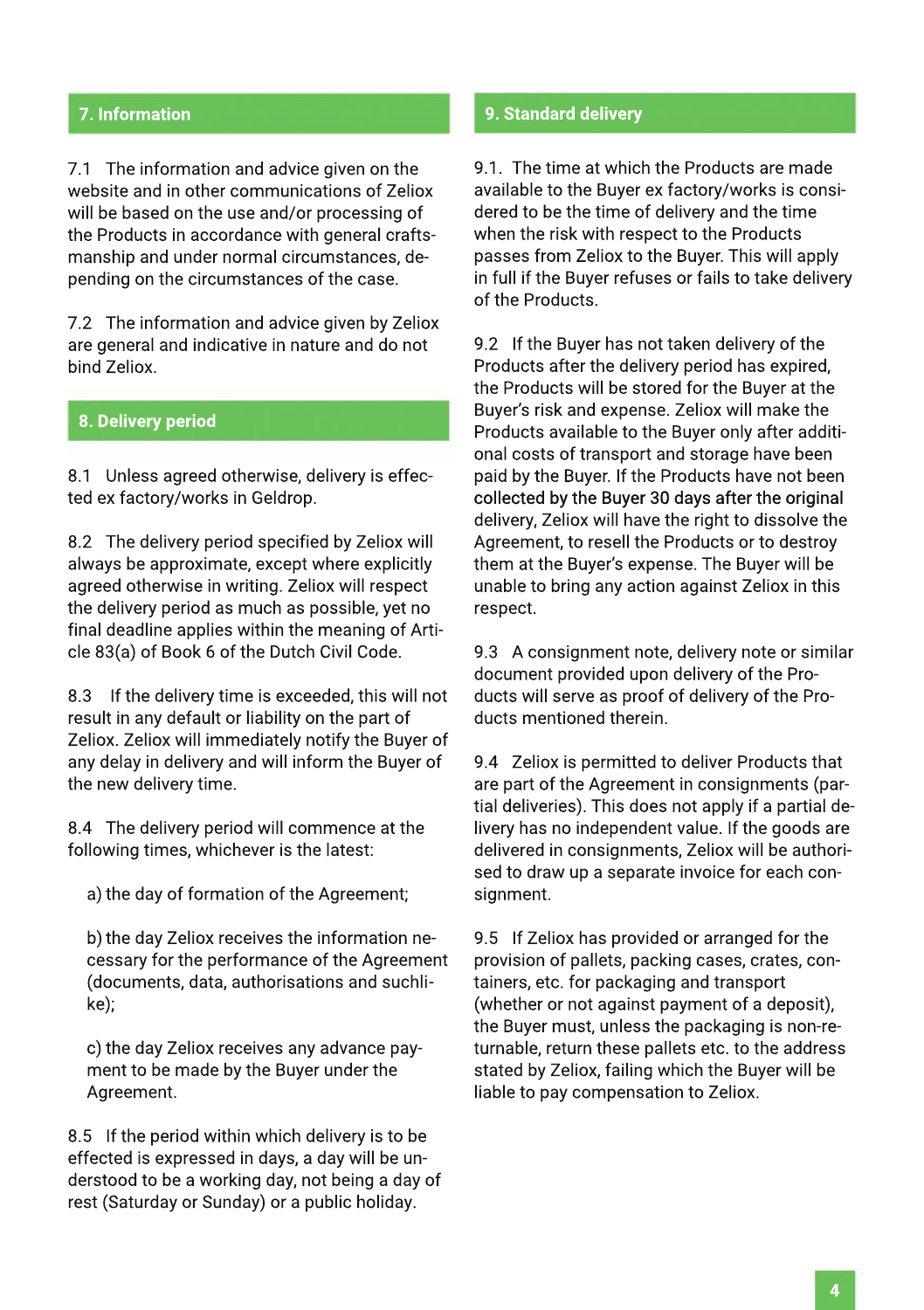## 7. Information

7.1 The information and advice given on the website and in other communications of Zeliox will be based on the use and/or processing of the Products in accordance with general craftsmanship and under normal circumstances, depending on the circumstances of the case.

7.2 The information and advice given by Zeliox are general and indicative in nature and do not bind Zeliox.

## 8. Delivery period

8.1 Unless agreed otherwise, delivery is effected ex factory/works in Geldrop.

8.2 The delivery period specified by Zeliox will always be approximate, except where explicitly agreed otherwise in writing. Zeliox will respect the delivery period as much as possible, yet no final deadline applies within the meaning of Article 83(a) of Book 6 of the Dutch Civil Code.

8.3 If the delivery time is exceeded, this will not result in any default or liability on the part of Zeliox. Zeliox will immediately notify the Buyer of any delay in delivery and will inform the Buyer of the new delivery time.

8.4 The delivery period will commence at the following times, whichever is the latest:

a) the day of formation of the Agreement;

b) the day Zeliox receives the information necessary for the performance of the Agreement (documents, data, authorisations and suchlike);

c) the day Zeliox receives any advance payment to be made by the Buyer under the Agreement.

8.5 If the period within which delivery is to be effected is expressed in days, a day will be understood to be a working day, not being a day of rest (Saturday or Sunday) or a public holiday.

## 9. Standard delivery

9.1. The time at which the Products are made available to the Buyer ex factory/works is considered to be the time of delivery and the time when the risk with respect to the Products passes from Zeliox to the Buyer. This will apply in full if the Buyer refuses or fails to take delivery of the Products.

9.2 If the Buyer has not taken delivery of the Products after the delivery period has expired, the Products will be stored for the Buyer at the Buyer's risk and expense. Zeliox will make the Products available to the Buyer only after additional costs of transport and storage have been paid by the Buyer. If the Products have not been collected by the Buyer 30 days after the original delivery, Zeliox will have the right to dissolve the Agreement, to resell the Products or to destroy them at the Buyer's expense. The Buyer will be unable to bring any action against Zeliox in this respect.

9.3 A consignment note, delivery note or similar document provided upon delivery of the Products will serve as proof of delivery of the Products mentioned therein.

9.4 Zeliox is permitted to deliver Products that are part of the Agreement in consignments (partial deliveries). This does not apply if a partial delivery has no independent value. If the goods are delivered in consignments, Zeliox will be authorised to draw up a separate invoice for each consignment.

9.5 If Zeliox has provided or arranged for the provision of pallets, packing cases, crates, containers, etc. for packaging and transport (whether or not against payment of a deposit), the Buyer must, unless the packaging is non-returnable, return these pallets etc. to the address stated by Zeliox, failing which the Buyer will be liable to pay compensation to Zeliox.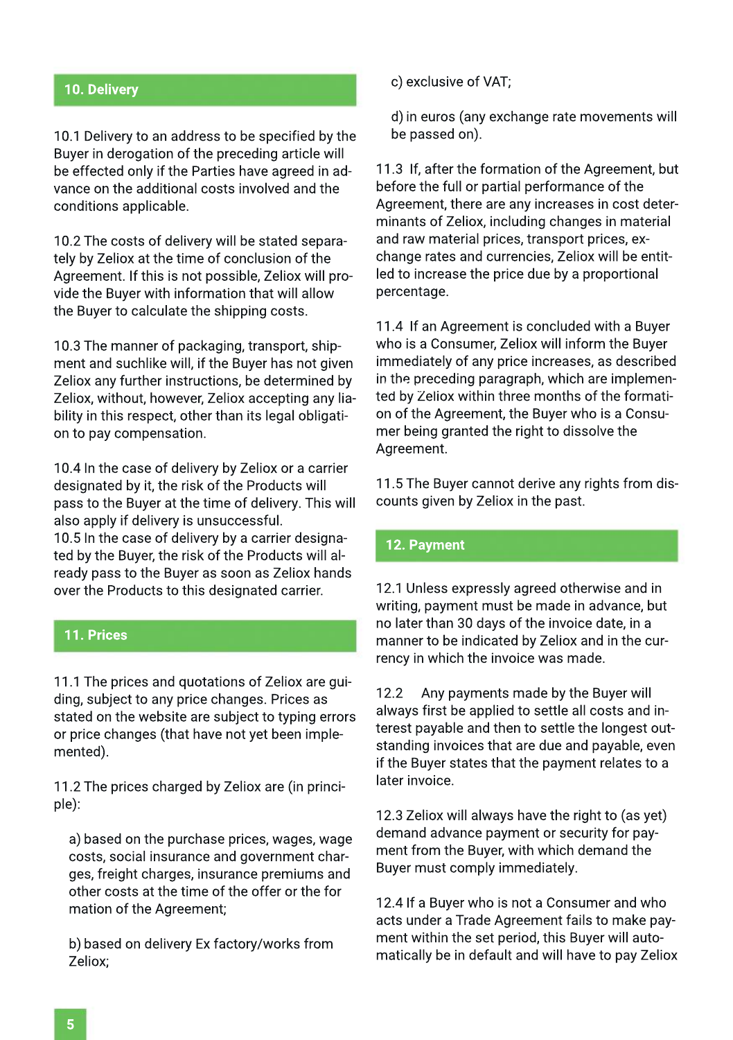## 10. Delivery

10.1 Delivery to an address to be specified by the Buyer in derogation of the preceding article will be effected only if the Parties have agreed in advance on the additional costs involved and the conditions applicable.

10.2 The costs of delivery will be stated separately by Zeliox at the time of conclusion of the Agreement. If this is not possible, Zeliox will provide the Buyer with information that will allow the Buyer to calculate the shipping costs.

10.3 The manner of packaging, transport, shipment and suchlike will, if the Buyer has not given Zeliox any further instructions, be determined by Zeliox, without, however, Zeliox accepting any liability in this respect, other than its legal obligation to pay compensation.

10.4 In the case of delivery by Zeliox or a carrier designated by it, the risk of the Products will pass to the Buyer at the time of delivery. This will also apply if delivery is unsuccessful.

10.5 In the case of delivery by a carrier designated by the Buyer, the risk of the Products will already pass to the Buyer as soon as Zeliox hands over the Products to this designated carrier.

## 11. Prices

11.1 The prices and quotations of Zeliox are guiding, subject to any price changes. Prices as stated on the website are subject to typing errors or price changes (that have not yet been implemented).

11.2 The prices charged by Zeliox are (in principle):

a) based on the purchase prices, wages, wage costs, social insurance and government charges, freight charges, insurance premiums and other costs at the time of the offer or the formation of the Agreement;

b) based on delivery Ex factory/works from Zeliox;

c) exclusive of VAT;

d) in euros (any exchange rate movements will be passed on).

11.3 If, after the formation of the Agreement, but before the full or partial performance of the Agreement, there are any increases in cost determinants of Zeliox, including changes in material and raw material prices, transport prices, exchange rates and currencies, Zeliox will be entitled to increase the price due by a proportional percentage.

11.4 If an Agreement is concluded with a Buyer who is a Consumer, Zeliox will inform the Buyer immediately of any price increases, as described in the preceding paragraph, which are implemented by Zeliox within three months of the formation of the Agreement, the Buyer who is a Consumer being granted the right to dissolve the Agreement.

11.5 The Buyer cannot derive any rights from discounts given by Zeliox in the past.

## 12. Payment

12.1 Unless expressly agreed otherwise and in writing, payment must be made in advance, but no later than 30 days of the invoice date, in a manner to be indicated by Zeliox and in the currency in which the invoice was made.

12.2 Any payments made by the Buyer will always first be applied to settle all costs and interest payable and then to settle the longest outstanding invoices that are due and payable, even if the Buyer states that the payment relates to a later invoice.

12.3 Zeliox will always have the right to (as yet) demand advance payment or security for payment from the Buyer, with which demand the Buyer must comply immediately.

12.4 If a Buyer who is not a Consumer and who acts under a Trade Agreement fails to make payment within the set period, this Buyer will automatically be in default and will have to pay Zeliox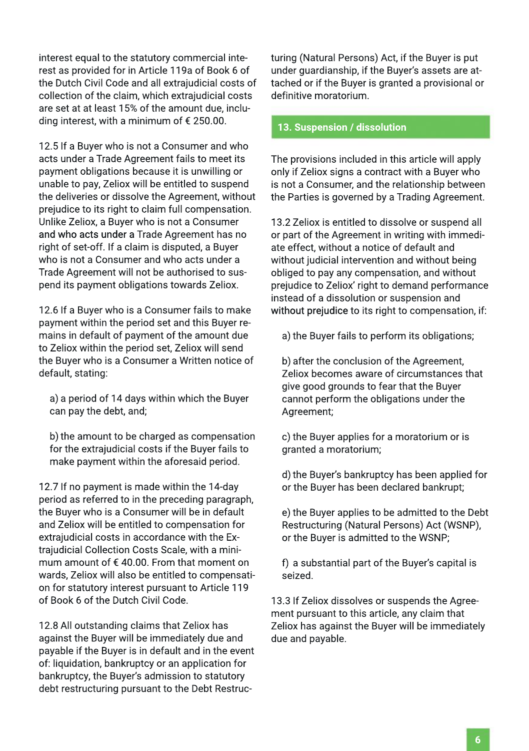interest equal to the statutory commercial interest as provided for in Article 119a of Book 6 of the Dutch Civil Code and all extrajudicial costs of collection of the claim, which extrajudicial costs are set at at least 15% of the amount due, including interest, with a minimum of € 250.00.

12.5 If a Buyer who is not a Consumer and who acts under a Trade Agreement fails to meet its payment obligations because it is unwilling or unable to pay, Zeliox will be entitled to suspend the deliveries or dissolve the Agreement, without prejudice to its right to claim full compensation. Unlike Zeliox, a Buyer who is not a Consumer and who acts under a Trade Agreement has no right of set-off. If a claim is disputed, a Buyer who is not a Consumer and who acts under a Trade Agreement will not be authorised to suspend its payment obligations towards Zeliox.

12.6 If a Buyer who is a Consumer fails to make payment within the period set and this Buyer remains in default of payment of the amount due to Zeliox within the period set, Zeliox will send the Buyer who is a Consumer a Written notice of default, stating:

a) a period of 14 days within which the Buyer can pay the debt, and;

b) the amount to be charged as compensation for the extrajudicial costs if the Buyer fails to make payment within the aforesaid period.

12.7 If no payment is made within the 14-day period as referred to in the preceding paragraph, the Buyer who is a Consumer will be in default and Zeliox will be entitled to compensation for extrajudicial costs in accordance with the Extrajudicial Collection Costs Scale, with a minimum amount of € 40.00. From that moment on wards, Zeliox will also be entitled to compensation for statutory interest pursuant to Article 119 of Book 6 of the Dutch Civil Code.

12.8 All outstanding claims that Zeliox has against the Buyer will be immediately due and payable if the Buyer is in default and in the event of: liquidation, bankruptcy or an application for bankruptcy, the Buyer's admission to statutory debt restructuring pursuant to the Debt Restructuring (Natural Persons) Act, if the Buyer is put under guardianship, if the Buyer's assets are attached or if the Buyer is granted a provisional or definitive moratorium.

## 13. Suspension / dissolution

The provisions included in this article will apply only if Zeliox signs a contract with a Buyer who is not a Consumer, and the relationship between the Parties is governed by a Trading Agreement.

13.2 Zeliox is entitled to dissolve or suspend all or part of the Agreement in writing with immediate effect, without a notice of default and without judicial intervention and without being obliged to pay any compensation, and without prejudice to Zeliox' right to demand performance instead of a dissolution or suspension and without prejudice to its right to compensation, if:

a) the Buyer fails to perform its obligations;

b) after the conclusion of the Agreement, Zeliox becomes aware of circumstances that give good grounds to fear that the Buyer cannot perform the obligations under the Agreement;

c) the Buyer applies for a moratorium or is granted a moratorium;

d) the Buyer's bankruptcy has been applied for or the Buyer has been declared bankrupt;

e) the Buyer applies to be admitted to the Debt Restructuring (Natural Persons) Act (WSNP), or the Buyer is admitted to the WSNP;

f) a substantial part of the Buyer's capital is seized.

13.3 If Zeliox dissolves or suspends the Agreement pursuant to this article, any claim that Zeliox has against the Buyer will be immediately due and payable.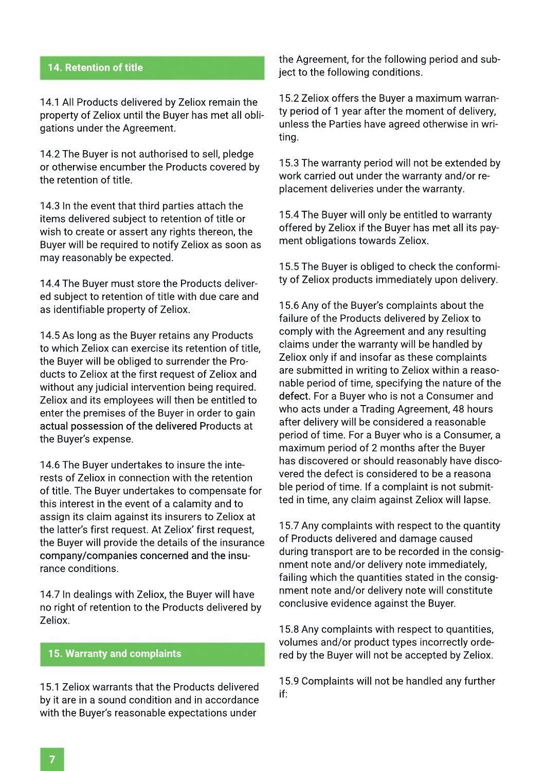## 14. Retention of title

14.1 All Products delivered by Zeliox remain the property of Zeliox until the Buyer has met all obligations under the Agreement.

14.2 The Buyer is not authorised to sell, pledge or otherwise encumber the Products covered by the retention of title.

14.3 In the event that third parties attach the items delivered subject to retention of title or wish to create or assert any rights thereon, the Buyer will be required to notify Zeliox as soon as may reasonably be expected.

14.4 The Buyer must store the Products delivered subject to retention of title with due care and as identifiable property of Zeliox.

14.5 As long as the Buyer retains any Products to which Zeliox can exercise its retention of title, the Buyer will be obliged to surrender the Products to Zeliox at the first request of Zeliox and without any judicial intervention being required. Zeliox and its employees will then be entitled to enter the premises of the Buyer in order to gain actual possession of the delivered Products at the Buyer's expense.

14.6 The Buyer undertakes to insure the interests of Zeliox in connection with the retention of title. The Buyer undertakes to compensate for this interest in the event of a calamity and to assign its claim against its insurers to Zeliox at the latter's first request. At Zeliox' first request, the Buyer will provide the details of the insurance company/companies concerned and the insurance conditions.

14.7 In dealings with Zeliox, the Buyer will have no right of retention to the Products delivered by Zeliox.

## 15. Warranty and complaints

15.1 Zeliox warrants that the Products delivered by it are in a sound condition and in accordance with the Buyer's reasonable expectations under the Agreement, for the following period and subject to the following conditions.

15.2 Zeliox offers the Buyer a maximum warranty period of 1 year after the moment of delivery, unless the Parties have agreed otherwise in writing.

15.3 The warranty period will not be extended by work carried out under the warranty and/or replacement deliveries under the warranty.

15.4 The Buyer will only be entitled to warranty offered by Zeliox if the Buyer has met all its payment obligations towards Zeliox.

15.5 The Buyer is obliged to check the conformity of Zeliox products immediately upon delivery.

15.6 Any of the Buyer's complaints about the failure of the Products delivered by Zeliox to comply with the Agreement and any resulting claims under the warranty will be handled by Zeliox only if and insofar as these complaints are submitted in writing to Zeliox within a reasonable period of time, specifying the nature of the defect. For a Buyer who is not a Consumer and who acts under a Trading Agreement, 48 hours after delivery will be considered a reasonable period of time. For a Buyer who is a Consumer, a maximum period of 2 months after the Buyer has discovered or should reasonably have discovered the defect is considered to be a reasonable period of time. If a complaint is not submitted in time, any claim against Zeliox will lapse.

15.7 Any complaints with respect to the quantity of Products delivered and damage caused during transport are to be recorded in the consignment note and/or delivery note immediately, failing which the quantities stated in the consignment note and/or delivery note will constitute conclusive evidence against the Buyer.

15.8 Any complaints with respect to quantities, volumes and/or product types incorrectly ordered by the Buyer will not be accepted by Zeliox.

15.9 Complaints will not be handled any further if: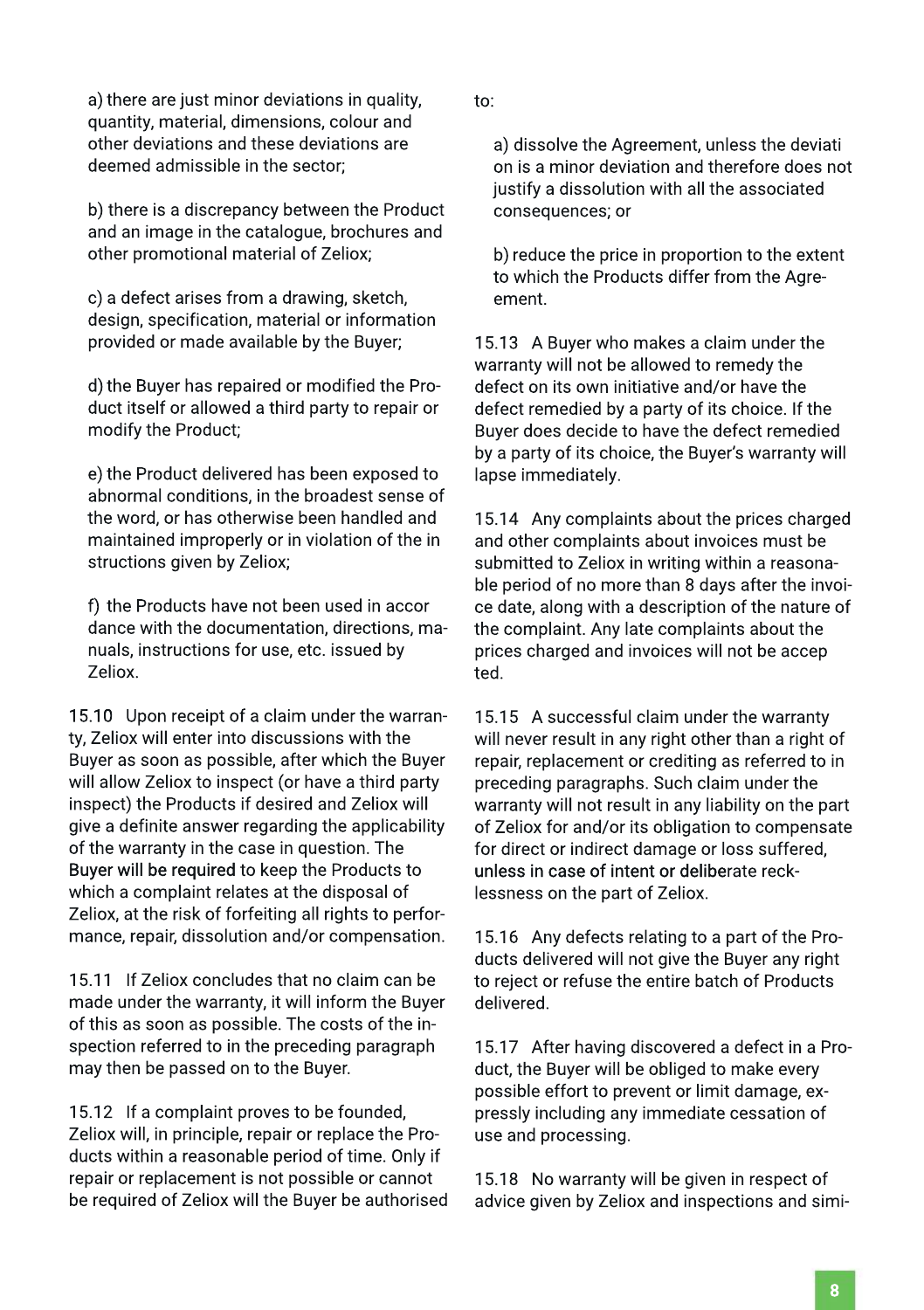a) there are just minor deviations in quality, quantity, material, dimensions, colour and other deviations and these deviations are deemed admissible in the sector;

b) there is a discrepancy between the Product and an image in the catalogue, brochures and other promotional material of Zeliox;

c) a defect arises from a drawing, sketch, design, specification, material or information provided or made available by the Buyer;

d) the Buyer has repaired or modified the Product itself or allowed a third party to repair or modify the Product;

e) the Product delivered has been exposed to abnormal conditions, in the broadest sense of the word, or has otherwise been handled and maintained improperly or in violation of the instructions given by Zeliox;

f) the Products have not been used in accordance with the documentation, directions, manuals, instructions for use, etc. issued by Zeliox.

15.10 Upon receipt of a claim under the warranty, Zeliox will enter into discussions with the Buyer as soon as possible, after which the Buyer will allow Zeliox to inspect (or have a third party inspect) the Products if desired and Zeliox will give a definite answer regarding the applicability of the warranty in the case in question. The Buyer will be required to keep the Products to which a complaint relates at the disposal of Zeliox, at the risk of forfeiting all rights to performance, repair, dissolution and/or compensation.

15.11 If Zeliox concludes that no claim can be made under the warranty, it will inform the Buyer of this as soon as possible. The costs of the inspection referred to in the preceding paragraph may then be passed on to the Buyer.

15.12 If a complaint proves to be founded, Zeliox will, in principle, repair or replace the Products within a reasonable period of time. Only if repair or replacement is not possible or cannot be required of Zeliox will the Buyer be authorised to:

a) dissolve the Agreement, unless the deviation is a minor deviation and therefore does not justify a dissolution with all the associated consequences; or

b) reduce the price in proportion to the extent to which the Products differ from the Agreement.

15.13 A Buyer who makes a claim under the warranty will not be allowed to remedy the defect on its own initiative and/or have the defect remedied by a party of its choice. If the Buyer does decide to have the defect remedied by a party of its choice, the Buyer's warranty will lapse immediately.

15.14 Any complaints about the prices charged and other complaints about invoices must be submitted to Zeliox in writing within a reasonable period of no more than 8 days after the invoice date, along with a description of the nature of the complaint. Any late complaints about the prices charged and invoices will not be accepted.

15.15 A successful claim under the warranty will never result in any right other than a right of repair, replacement or crediting as referred to in preceding paragraphs. Such claim under the warranty will not result in any liability on the part of Zeliox for and/or its obligation to compensate for direct or indirect damage or loss suffered, unless in case of intent or deliberate recklessness on the part of Zeliox.

15.16 Any defects relating to a part of the Products delivered will not give the Buyer any right to reject or refuse the entire batch of Products delivered.

15.17 After having discovered a defect in a Product, the Buyer will be obliged to make every possible effort to prevent or limit damage, expressly including any immediate cessation of use and processing.

15.18 No warranty will be given in respect of advice given by Zeliox and inspections and simi-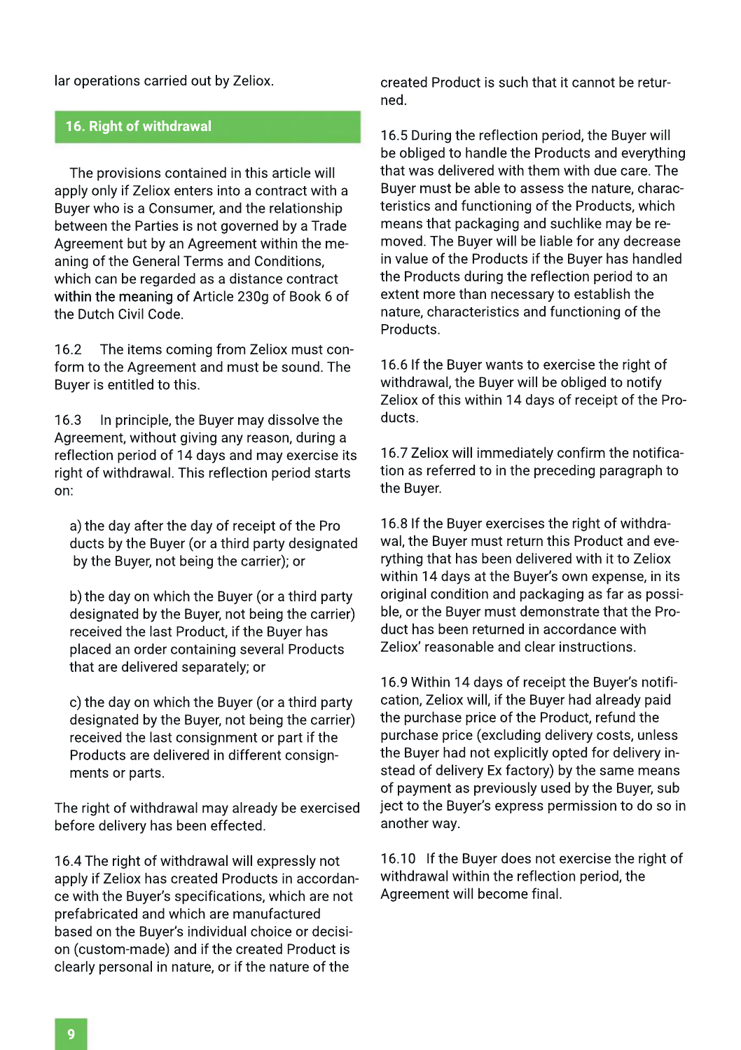lar operations carried out by Zeliox.

## 16. Right of withdrawal

The provisions contained in this article will apply only if Zeliox enters into a contract with a Buyer who is a Consumer, and the relationship between the Parties is not governed by a Trade Agreement but by an Agreement within the meaning of the General Terms and Conditions, which can be regarded as a distance contract within the meaning of Article 230g of Book 6 of the Dutch Civil Code.

16.2 The items coming from Zeliox must conform to the Agreement and must be sound. The Buyer is entitled to this.

16.3 In principle, the Buyer may dissolve the Agreement, without giving any reason, during a reflection period of 14 days and may exercise its right of withdrawal. This reflection period starts on:

a) the day after the day of receipt of the Products by the Buyer (or a third party designated by the Buyer, not being the carrier); or

b) the day on which the Buyer (or a third party designated by the Buyer, not being the carrier) received the last Product, if the Buyer has placed an order containing several Products that are delivered separately; or

c) the day on which the Buyer (or a third party designated by the Buyer, not being the carrier) received the last consignment or part if the Products are delivered in different consignments or parts.

The right of withdrawal may already be exercised before delivery has been effected.

16.4 The right of withdrawal will expressly not apply if Zeliox has created Products in accordance with the Buyer's specifications, which are not prefabricated and which are manufactured based on the Buyer's individual choice or decision (custom-made) and if the created Product is clearly personal in nature, or if the nature of the created Product is such that it cannot be returned.

16.5 During the reflection period, the Buyer will be obliged to handle the Products and everything that was delivered with them with due care. The Buyer must be able to assess the nature, characteristics and functioning of the Products, which means that packaging and suchlike may be removed. The Buyer will be liable for any decrease in value of the Products if the Buyer has handled the Products during the reflection period to an extent more than necessary to establish the nature, characteristics and functioning of the Products.

16.6 If the Buyer wants to exercise the right of withdrawal, the Buyer will be obliged to notify Zeliox of this within 14 days of receipt of the Products.

16.7 Zeliox will immediately confirm the notification as referred to in the preceding paragraph to the Buyer.

16.8 If the Buyer exercises the right of withdrawal, the Buyer must return this Product and everything that has been delivered with it to Zeliox within 14 days at the Buyer's own expense, in its original condition and packaging as far as possible, or the Buyer must demonstrate that the Product has been returned in accordance with Zeliox' reasonable and clear instructions.

16.9 Within 14 days of receipt the Buyer's notification, Zeliox will, if the Buyer had already paid the purchase price of the Product, refund the purchase price (excluding delivery costs, unless the Buyer had not explicitly opted for delivery instead of delivery Ex factory) by the same means of payment as previously used by the Buyer, subject to the Buyer's express permission to do so in another way.

16.10 If the Buyer does not exercise the right of withdrawal within the reflection period, the Agreement will become final.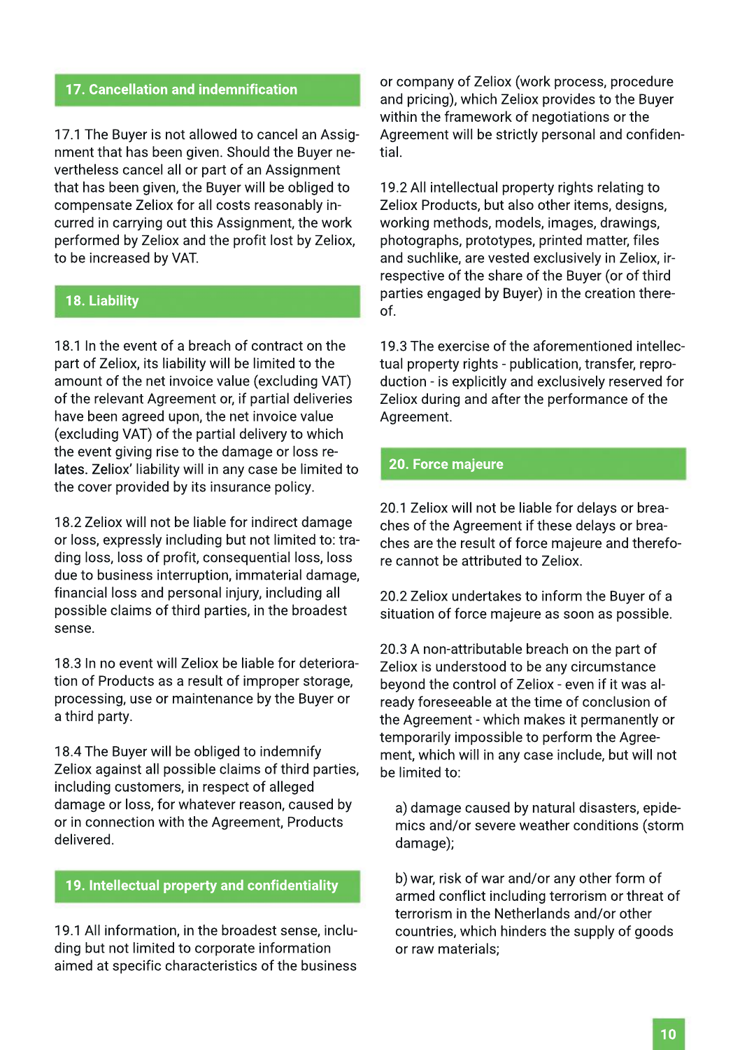## 17. Cancellation and indemnification

17.1 The Buyer is not allowed to cancel an Assignment that has been given. Should the Buyer nevertheless cancel all or part of an Assignment that has been given, the Buyer will be obliged to compensate Zeliox for all costs reasonably incurred in carrying out this Assignment, the work performed by Zeliox and the profit lost by Zeliox, to be increased by VAT.

## 18. Liability

18.1 In the event of a breach of contract on the part of Zeliox, its liability will be limited to the amount of the net invoice value (excluding VAT) of the relevant Agreement or, if partial deliveries have been agreed upon, the net invoice value (excluding VAT) of the partial delivery to which the event giving rise to the damage or loss relates. Zeliox' liability will in any case be limited to the cover provided by its insurance policy.

18.2 Zeliox will not be liable for indirect damage or loss, expressly including but not limited to: trading loss, loss of profit, consequential loss, loss due to business interruption, immaterial damage, financial loss and personal injury, including all possible claims of third parties, in the broadest sense.

18.3 In no event will Zeliox be liable for deterioration of Products as a result of improper storage, processing, use or maintenance by the Buyer or a third party.

18.4 The Buyer will be obliged to indemnify Zeliox against all possible claims of third parties, including customers, in respect of alleged damage or loss, for whatever reason, caused by or in connection with the Agreement, Products delivered.

## 19. Intellectual property and confidentiality

19.1 All information, in the broadest sense, including but not limited to corporate information aimed at specific characteristics of the business or company of Zeliox (work process, procedure and pricing), which Zeliox provides to the Buyer within the framework of negotiations or the Agreement will be strictly personal and confidential.

19.2 All intellectual property rights relating to Zeliox Products, but also other items, designs, working methods, models, images, drawings, photographs, prototypes, printed matter, files and suchlike, are vested exclusively in Zeliox, irrespective of the share of the Buyer (or of third parties engaged by Buyer) in the creation thereof.

19.3 The exercise of the aforementioned intellectual property rights - publication, transfer, reproduction - is explicitly and exclusively reserved for Zeliox during and after the performance of the Agreement.

## 20. Force majeure

20.1 Zeliox will not be liable for delays or breaches of the Agreement if these delays or breaches are the result of force majeure and therefore cannot be attributed to Zeliox.

20.2 Zeliox undertakes to inform the Buyer of a situation of force majeure as soon as possible.

20.3 A non-attributable breach on the part of Zeliox is understood to be any circumstance beyond the control of Zeliox - even if it was already foreseeable at the time of conclusion of the Agreement - which makes it permanently or temporarily impossible to perform the Agreement, which will in any case include, but will not be limited to:

a) damage caused by natural disasters, epidemics and/or severe weather conditions (storm damage);

b) war, risk of war and/or any other form of armed conflict including terrorism or threat of terrorism in the Netherlands and/or other countries, which hinders the supply of goods or raw materials;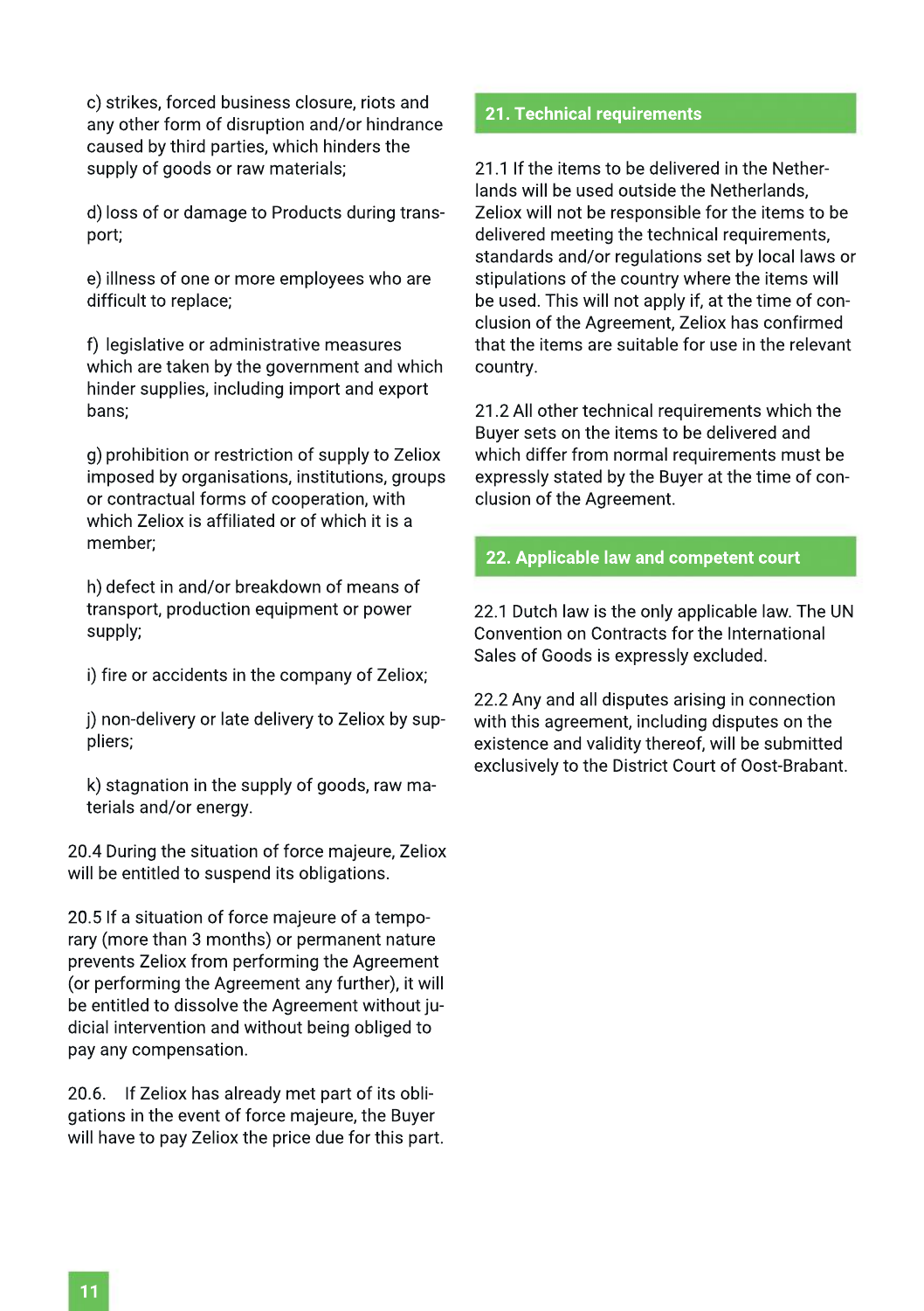c) strikes, forced business closure, riots and any other form of disruption and/or hindrance caused by third parties, which hinders the supply of goods or raw materials;

d) loss of or damage to Products during transport;

e) illness of one or more employees who are difficult to replace;

f) legislative or administrative measures which are taken by the government and which hinder supplies, including import and export bans;

g) prohibition or restriction of supply to Zeliox imposed by organisations, institutions, groups or contractual forms of cooperation, with which Zeliox is affiliated or of which it is a member;

h) defect in and/or breakdown of means of transport, production equipment or power supply;

i) fire or accidents in the company of Zeliox;

j) non-delivery or late delivery to Zeliox by suppliers;

k) stagnation in the supply of goods, raw materials and/or energy.

20.4 During the situation of force majeure, Zeliox will be entitled to suspend its obligations.

20.5 If a situation of force majeure of a temporary (more than 3 months) or permanent nature prevents Zeliox from performing the Agreement (or performing the Agreement any further), it will be entitled to dissolve the Agreement without judicial intervention and without being obliged to pay any compensation.

20.6. If Zeliox has already met part of its obligations in the event of force majeure, the Buyer will have to pay Zeliox the price due for this part.

## 21. Technical requirements

21.1 If the items to be delivered in the Netherlands will be used outside the Netherlands, Zeliox will not be responsible for the items to be delivered meeting the technical requirements, standards and/or regulations set by local laws or stipulations of the country where the items will be used. This will not apply if, at the time of conclusion of the Agreement, Zeliox has confirmed that the items are suitable for use in the relevant country.

21.2 All other technical requirements which the Buyer sets on the items to be delivered and which differ from normal requirements must be expressly stated by the Buyer at the time of conclusion of the Agreement.

## 22. Applicable law and competent court

22.1 Dutch law is the only applicable law. The UN Convention on Contracts for the International Sales of Goods is expressly excluded.

22.2 Any and all disputes arising in connection with this agreement, including disputes on the existence and validity thereof, will be submitted exclusively to the District Court of Oost-Brabant.